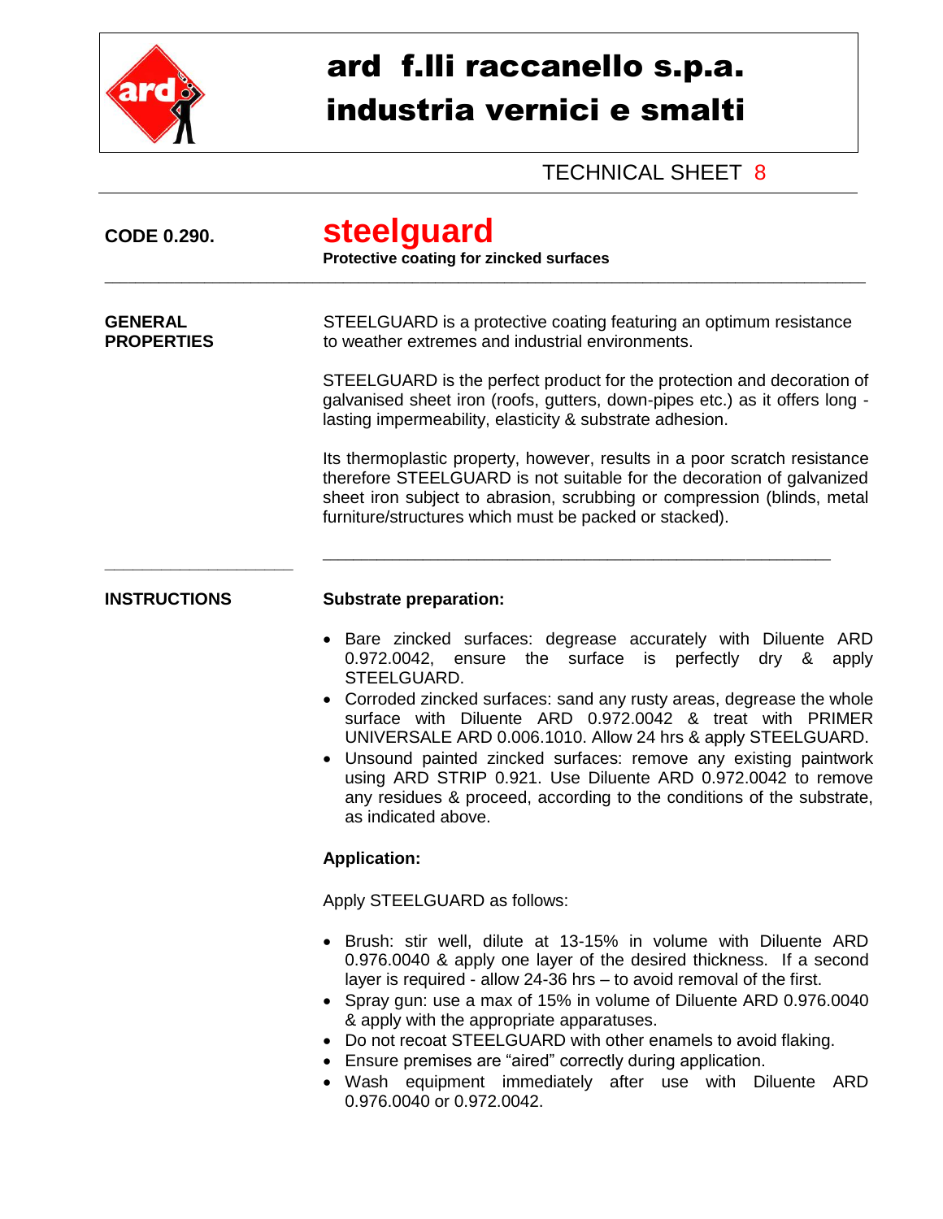# ard f.lli raccanello s.p.a.
# industria vernici e smalti

TECHNICAL SHEET 8

**CODE 0.290.**

## steelguard

**Protective coating for zincked surfaces**

---

**GENERAL PROPERTIES**

STEELGUARD is a protective coating featuring an optimum resistance to weather extremes and industrial environments.

STEELGUARD is the perfect product for the protection and decoration of galvanised sheet iron (roofs, gutters, down-pipes etc.) as it offers long - lasting impermeability, elasticity & substrate adhesion.

Its thermoplastic property, however, results in a poor scratch resistance therefore STEELGUARD is not suitable for the decoration of galvanized sheet iron subject to abrasion, scrubbing or compression (blinds, metal furniture/structures which must be packed or stacked).

---

**INSTRUCTIONS**

**Substrate preparation:**

- Bare zincked surfaces: degrease accurately with Diluente ARD 0.972.0042, ensure the surface is perfectly dry & apply STEELGUARD.
- Corroded zincked surfaces: sand any rusty areas, degrease the whole surface with Diluente ARD 0.972.0042 & treat with PRIMER UNIVERSALE ARD 0.006.1010. Allow 24 hrs & apply STEELGUARD.
- Unsound painted zincked surfaces: remove any existing paintwork using ARD STRIP 0.921. Use Diluente ARD 0.972.0042 to remove any residues & proceed, according to the conditions of the substrate, as indicated above.

**Application:**

Apply STEELGUARD as follows:

- Brush: stir well, dilute at 13-15% in volume with Diluente ARD 0.976.0040 & apply one layer of the desired thickness. If a second layer is required - allow 24-36 hrs – to avoid removal of the first.
- Spray gun: use a max of 15% in volume of Diluente ARD 0.976.0040 & apply with the appropriate apparatuses.
- Do not recoat STEELGUARD with other enamels to avoid flaking.
- Ensure premises are "aired" correctly during application.
- Wash equipment immediately after use with Diluente ARD 0.976.0040 or 0.972.0042.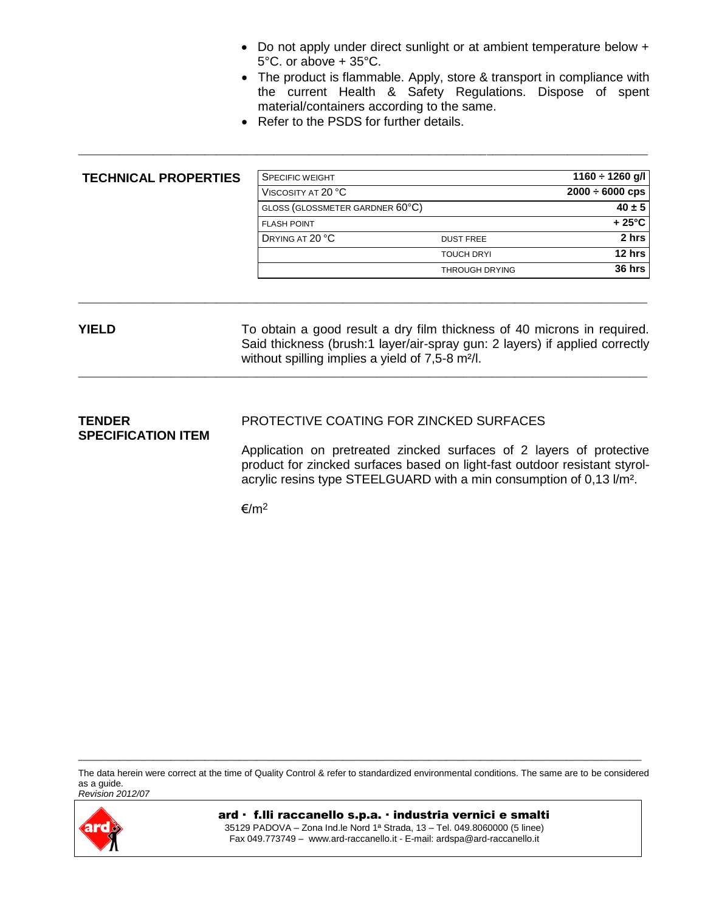- Do not apply under direct sunlight or at ambient temperature below + 5°C. or above + 35°C.
- The product is flammable. Apply, store & transport in compliance with the current Health & Safety Regulations. Dispose of spent material/containers according to the same.
- Refer to the PSDS for further details.

## TECHNICAL PROPERTIES

| | | |
|---|---|---|
| SPECIFIC WEIGHT | | **1160 ÷ 1260 g/l** |
| VISCOSITY AT 20 °C | | **2000 ÷ 6000 cps** |
| GLOSS (GLOSSMETER GARDNER 60°C) | | **40 ± 5** |
| FLASH POINT | | **+ 25°C** |
| DRYING AT 20 °C | DUST FREE | **2 hrs** |
| | TOUCH DRYI | **12 hrs** |
| | THROUGH DRYING | **36 hrs** |

## YIELD

To obtain a good result a dry film thickness of 40 microns in required. Said thickness (brush:1 layer/air-spray gun: 2 layers) if applied correctly without spilling implies a yield of 7,5-8 m²/l.

## TENDER SPECIFICATION ITEM

PROTECTIVE COATING FOR ZINCKED SURFACES

Application on pretreated zincked surfaces of 2 layers of protective product for zincked surfaces based on light-fast outdoor resistant styrol-acrylic resins type STEELGUARD with a min consumption of 0,13 l/m².

€/m²

The data herein were correct at the time of Quality Control & refer to standardized environmental conditions. The same are to be considered as a guide.

*Revision 2012/07*

**ard · f.lli raccanello s.p.a. · industria vernici e smalti**
35129 PADOVA – Zona Ind.le Nord 1ª Strada, 13 – Tel. 049.8060000 (5 linee)
Fax 049.773749 – www.ard-raccanello.it - E-mail: ardspa@ard-raccanello.it